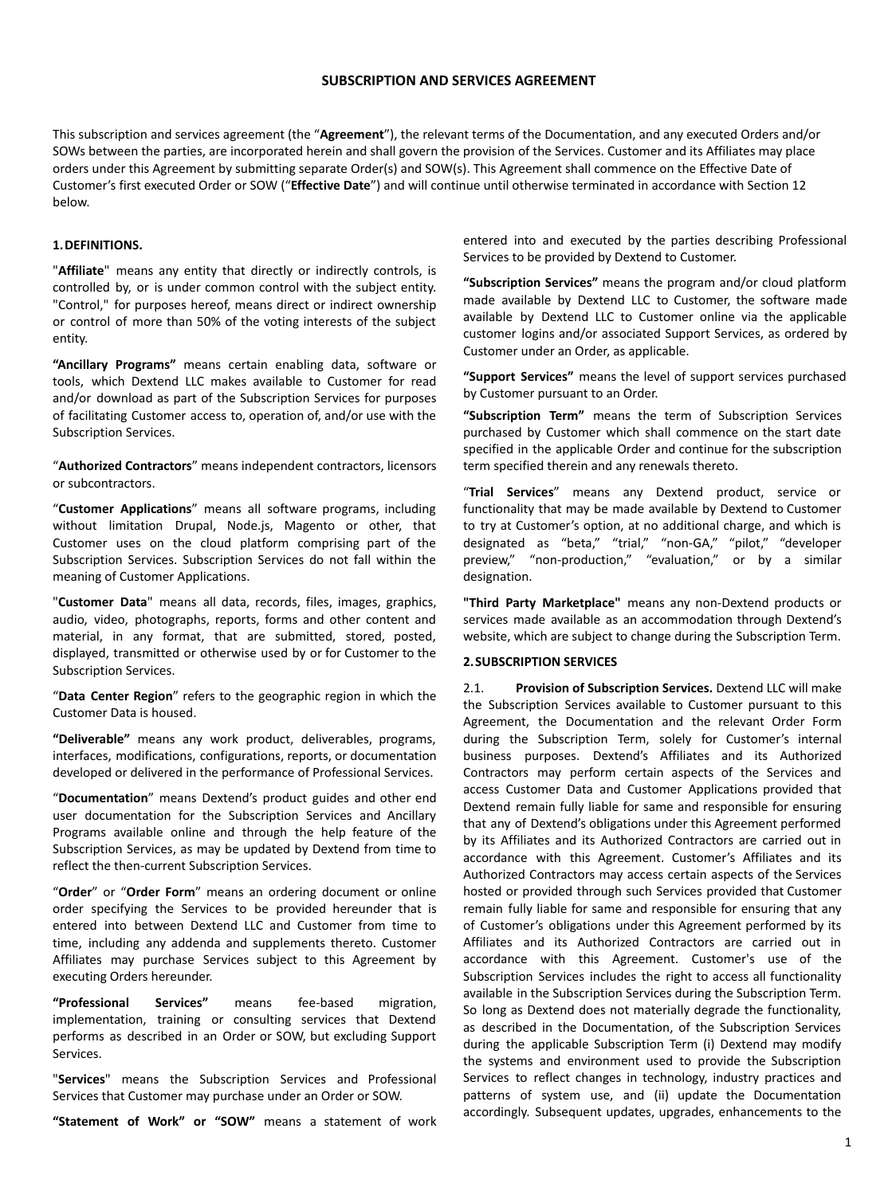# SUBSCRIPTION AND SERVICES AGREEMENT

This subscription and services agreement (the "**Agreement**"), the relevant terms of the Documentation, and any executed Orders and/or SOWs between the parties, are incorporated herein and shall govern the provision of the Services. Customer and its Affiliates may place orders under this Agreement by submitting separate Order(s) and SOW(s). This Agreement shall commence on the Effective Date of Customer's first executed Order or SOW ("**Effective Date**") and will continue until otherwise terminated in accordance with Section 12 below.

## 1. DEFINITIONS.

"**Affiliate**" means any entity that directly or indirectly controls, is controlled by, or is under common control with the subject entity. "Control," for purposes hereof, means direct or indirect ownership or control of more than 50% of the voting interests of the subject entity.

**"Ancillary Programs"** means certain enabling data, software or tools, which Dextend LLC makes available to Customer for read and/or download as part of the Subscription Services for purposes of facilitating Customer access to, operation of, and/or use with the Subscription Services.

"**Authorized Contractors**" means independent contractors, licensors or subcontractors.

"**Customer Applications**" means all software programs, including without limitation Drupal, Node.js, Magento or other, that Customer uses on the cloud platform comprising part of the Subscription Services. Subscription Services do not fall within the meaning of Customer Applications.

"**Customer Data**" means all data, records, files, images, graphics, audio, video, photographs, reports, forms and other content and material, in any format, that are submitted, stored, posted, displayed, transmitted or otherwise used by or for Customer to the Subscription Services.

"**Data Center Region**" refers to the geographic region in which the Customer Data is housed.

**"Deliverable"** means any work product, deliverables, programs, interfaces, modifications, configurations, reports, or documentation developed or delivered in the performance of Professional Services.

"**Documentation**" means Dextend's product guides and other end user documentation for the Subscription Services and Ancillary Programs available online and through the help feature of the Subscription Services, as may be updated by Dextend from time to reflect the then-current Subscription Services.

"**Order**" or "**Order Form**" means an ordering document or online order specifying the Services to be provided hereunder that is entered into between Dextend LLC and Customer from time to time, including any addenda and supplements thereto. Customer Affiliates may purchase Services subject to this Agreement by executing Orders hereunder.

**"Professional Services"** means fee-based migration, implementation, training or consulting services that Dextend performs as described in an Order or SOW, but excluding Support Services.

"**Services**" means the Subscription Services and Professional Services that Customer may purchase under an Order or SOW.

**"Statement of Work" or "SOW"** means a statement of work entered into and executed by the parties describing Professional Services to be provided by Dextend to Customer.

**"Subscription Services"** means the program and/or cloud platform made available by Dextend LLC to Customer, the software made available by Dextend LLC to Customer online via the applicable customer logins and/or associated Support Services, as ordered by Customer under an Order, as applicable.

**"Support Services"** means the level of support services purchased by Customer pursuant to an Order.

**"Subscription Term"** means the term of Subscription Services purchased by Customer which shall commence on the start date specified in the applicable Order and continue for the subscription term specified therein and any renewals thereto.

"**Trial Services**" means any Dextend product, service or functionality that may be made available by Dextend to Customer to try at Customer's option, at no additional charge, and which is designated as "beta," "trial," "non-GA," "pilot," "developer preview," "non-production," "evaluation," or by a similar designation.

**"Third Party Marketplace"** means any non-Dextend products or services made available as an accommodation through Dextend's website, which are subject to change during the Subscription Term.

## 2. SUBSCRIPTION SERVICES

2.1. **Provision of Subscription Services.** Dextend LLC will make the Subscription Services available to Customer pursuant to this Agreement, the Documentation and the relevant Order Form during the Subscription Term, solely for Customer's internal business purposes. Dextend's Affiliates and its Authorized Contractors may perform certain aspects of the Services and access Customer Data and Customer Applications provided that Dextend remain fully liable for same and responsible for ensuring that any of Dextend's obligations under this Agreement performed by its Affiliates and its Authorized Contractors are carried out in accordance with this Agreement. Customer's Affiliates and its Authorized Contractors may access certain aspects of the Services hosted or provided through such Services provided that Customer remain fully liable for same and responsible for ensuring that any of Customer's obligations under this Agreement performed by its Affiliates and its Authorized Contractors are carried out in accordance with this Agreement. Customer's use of the Subscription Services includes the right to access all functionality available in the Subscription Services during the Subscription Term. So long as Dextend does not materially degrade the functionality, as described in the Documentation, of the Subscription Services during the applicable Subscription Term (i) Dextend may modify the systems and environment used to provide the Subscription Services to reflect changes in technology, industry practices and patterns of system use, and (ii) update the Documentation accordingly. Subsequent updates, upgrades, enhancements to the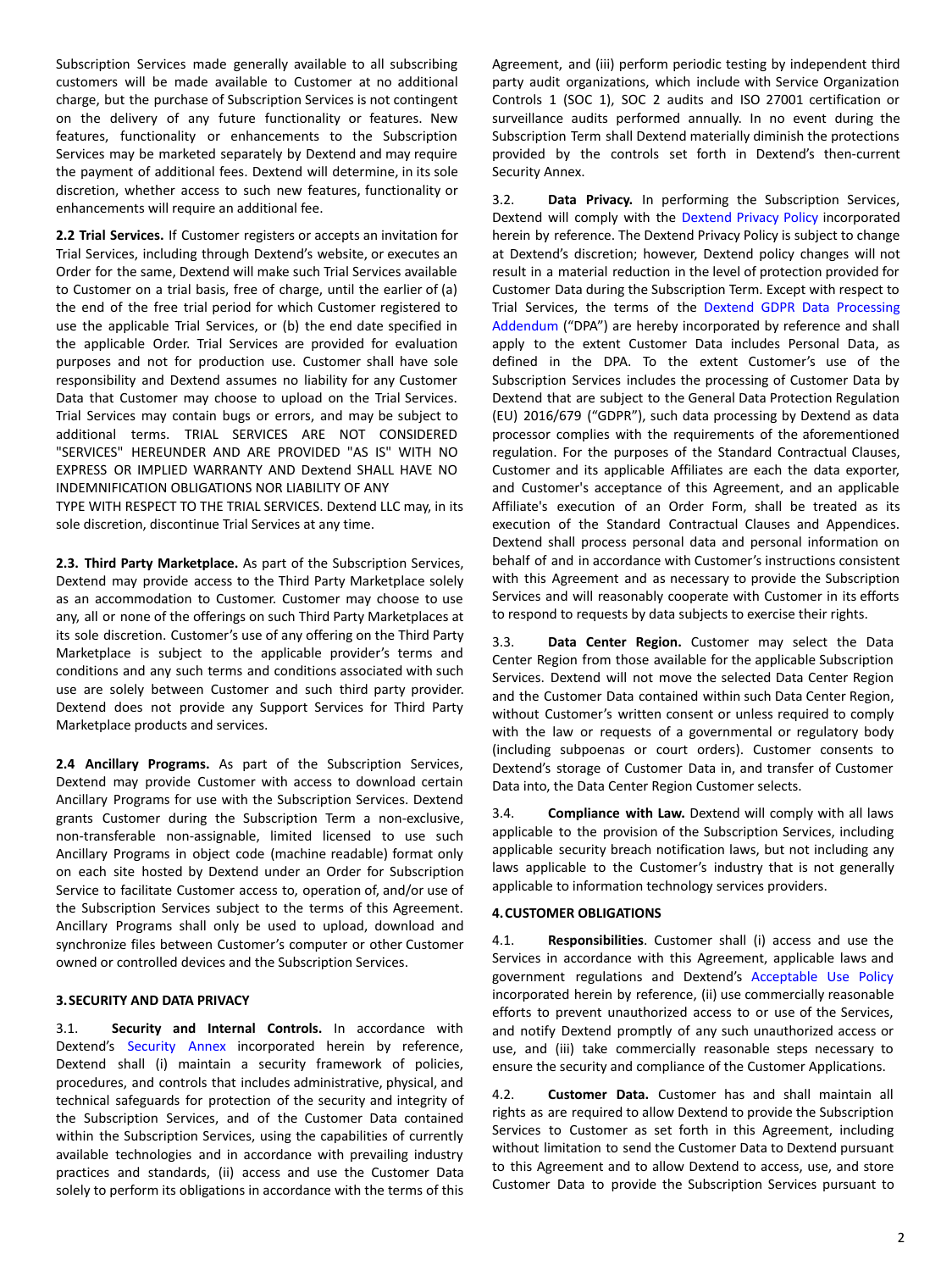Subscription Services made generally available to all subscribing customers will be made available to Customer at no additional charge, but the purchase of Subscription Services is not contingent on the delivery of any future functionality or features. New features, functionality or enhancements to the Subscription Services may be marketed separately by Dextend and may require the payment of additional fees. Dextend will determine, in its sole discretion, whether access to such new features, functionality or enhancements will require an additional fee.

**2.2 Trial Services.** If Customer registers or accepts an invitation for Trial Services, including through Dextend's website, or executes an Order for the same, Dextend will make such Trial Services available to Customer on a trial basis, free of charge, until the earlier of (a) the end of the free trial period for which Customer registered to use the applicable Trial Services, or (b) the end date specified in the applicable Order. Trial Services are provided for evaluation purposes and not for production use. Customer shall have sole responsibility and Dextend assumes no liability for any Customer Data that Customer may choose to upload on the Trial Services. Trial Services may contain bugs or errors, and may be subject to additional terms. TRIAL SERVICES ARE NOT CONSIDERED "SERVICES" HEREUNDER AND ARE PROVIDED "AS IS" WITH NO EXPRESS OR IMPLIED WARRANTY AND Dextend SHALL HAVE NO INDEMNIFICATION OBLIGATIONS NOR LIABILITY OF ANY TYPE WITH RESPECT TO THE TRIAL SERVICES. Dextend LLC may, in its sole discretion, discontinue Trial Services at any time.

**2.3. Third Party Marketplace.** As part of the Subscription Services, Dextend may provide access to the Third Party Marketplace solely as an accommodation to Customer. Customer may choose to use any, all or none of the offerings on such Third Party Marketplaces at its sole discretion. Customer's use of any offering on the Third Party Marketplace is subject to the applicable provider's terms and conditions and any such terms and conditions associated with such use are solely between Customer and such third party provider. Dextend does not provide any Support Services for Third Party Marketplace products and services.

**2.4 Ancillary Programs.** As part of the Subscription Services, Dextend may provide Customer with access to download certain Ancillary Programs for use with the Subscription Services. Dextend grants Customer during the Subscription Term a non-exclusive, non-transferable non-assignable, limited licensed to use such Ancillary Programs in object code (machine readable) format only on each site hosted by Dextend under an Order for Subscription Service to facilitate Customer access to, operation of, and/or use of the Subscription Services subject to the terms of this Agreement. Ancillary Programs shall only be used to upload, download and synchronize files between Customer's computer or other Customer owned or controlled devices and the Subscription Services.

## 3. SECURITY AND DATA PRIVACY

3.1. **Security and Internal Controls.** In accordance with Dextend's Security Annex incorporated herein by reference, Dextend shall (i) maintain a security framework of policies, procedures, and controls that includes administrative, physical, and technical safeguards for protection of the security and integrity of the Subscription Services, and of the Customer Data contained within the Subscription Services, using the capabilities of currently available technologies and in accordance with prevailing industry practices and standards, (ii) access and use the Customer Data solely to perform its obligations in accordance with the terms of this Agreement, and (iii) perform periodic testing by independent third party audit organizations, which include with Service Organization Controls 1 (SOC 1), SOC 2 audits and ISO 27001 certification or surveillance audits performed annually. In no event during the Subscription Term shall Dextend materially diminish the protections provided by the controls set forth in Dextend's then-current Security Annex.

3.2. **Data Privacy.** In performing the Subscription Services, Dextend will comply with the Dextend Privacy Policy incorporated herein by reference. The Dextend Privacy Policy is subject to change at Dextend's discretion; however, Dextend policy changes will not result in a material reduction in the level of protection provided for Customer Data during the Subscription Term. Except with respect to Trial Services, the terms of the Dextend GDPR Data Processing Addendum ("DPA") are hereby incorporated by reference and shall apply to the extent Customer Data includes Personal Data, as defined in the DPA. To the extent Customer's use of the Subscription Services includes the processing of Customer Data by Dextend that are subject to the General Data Protection Regulation (EU) 2016/679 ("GDPR"), such data processing by Dextend as data processor complies with the requirements of the aforementioned regulation. For the purposes of the Standard Contractual Clauses, Customer and its applicable Affiliates are each the data exporter, and Customer's acceptance of this Agreement, and an applicable Affiliate's execution of an Order Form, shall be treated as its execution of the Standard Contractual Clauses and Appendices. Dextend shall process personal data and personal information on behalf of and in accordance with Customer's instructions consistent with this Agreement and as necessary to provide the Subscription Services and will reasonably cooperate with Customer in its efforts to respond to requests by data subjects to exercise their rights.

3.3. **Data Center Region.** Customer may select the Data Center Region from those available for the applicable Subscription Services. Dextend will not move the selected Data Center Region and the Customer Data contained within such Data Center Region, without Customer's written consent or unless required to comply with the law or requests of a governmental or regulatory body (including subpoenas or court orders). Customer consents to Dextend's storage of Customer Data in, and transfer of Customer Data into, the Data Center Region Customer selects.

3.4. **Compliance with Law.** Dextend will comply with all laws applicable to the provision of the Subscription Services, including applicable security breach notification laws, but not including any laws applicable to the Customer's industry that is not generally applicable to information technology services providers.

## 4. CUSTOMER OBLIGATIONS

4.1. **Responsibilities**. Customer shall (i) access and use the Services in accordance with this Agreement, applicable laws and government regulations and Dextend's Acceptable Use Policy incorporated herein by reference, (ii) use commercially reasonable efforts to prevent unauthorized access to or use of the Services, and notify Dextend promptly of any such unauthorized access or use, and (iii) take commercially reasonable steps necessary to ensure the security and compliance of the Customer Applications.

4.2. **Customer Data.** Customer has and shall maintain all rights as are required to allow Dextend to provide the Subscription Services to Customer as set forth in this Agreement, including without limitation to send the Customer Data to Dextend pursuant to this Agreement and to allow Dextend to access, use, and store Customer Data to provide the Subscription Services pursuant to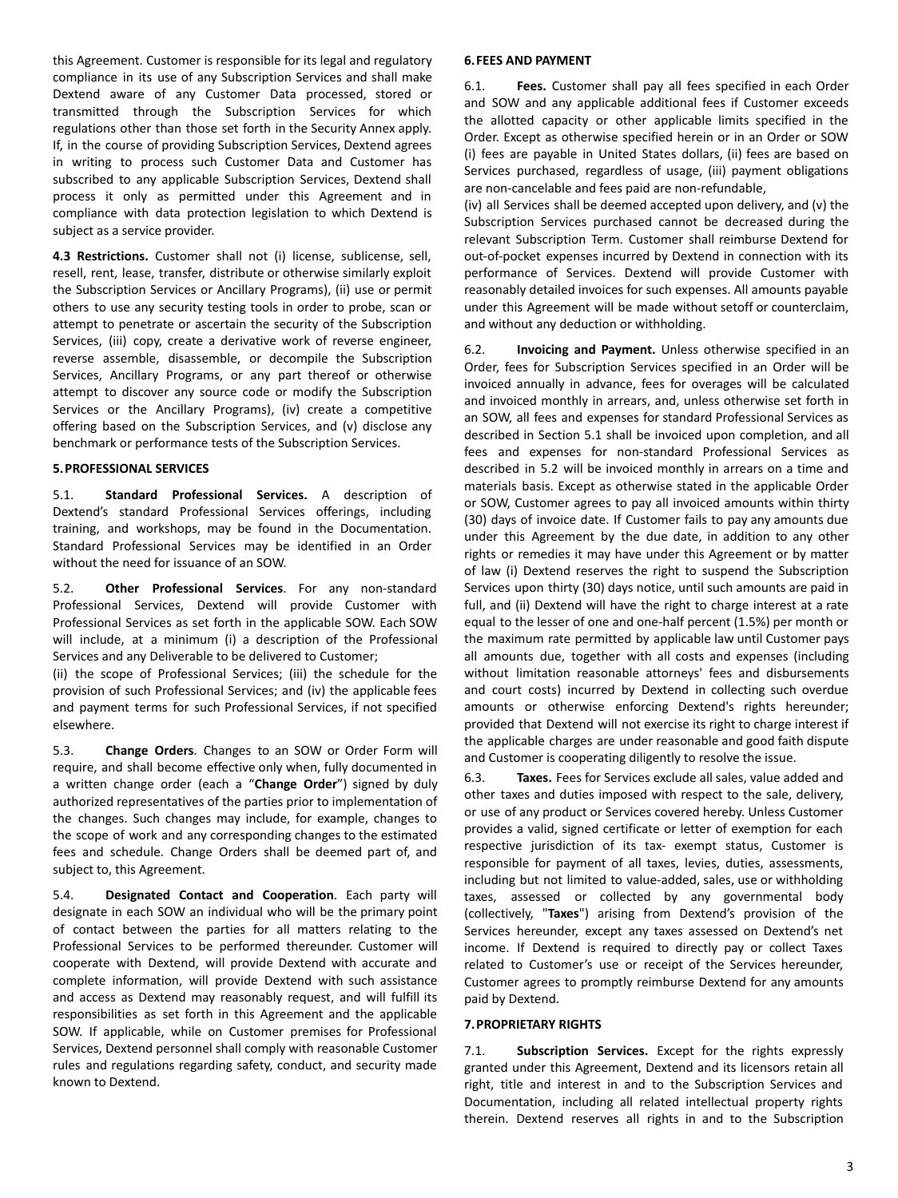this Agreement. Customer is responsible for its legal and regulatory compliance in its use of any Subscription Services and shall make Dextend aware of any Customer Data processed, stored or transmitted through the Subscription Services for which regulations other than those set forth in the Security Annex apply. If, in the course of providing Subscription Services, Dextend agrees in writing to process such Customer Data and Customer has subscribed to any applicable Subscription Services, Dextend shall process it only as permitted under this Agreement and in compliance with data protection legislation to which Dextend is subject as a service provider.

**4.3 Restrictions.** Customer shall not (i) license, sublicense, sell, resell, rent, lease, transfer, distribute or otherwise similarly exploit the Subscription Services or Ancillary Programs), (ii) use or permit others to use any security testing tools in order to probe, scan or attempt to penetrate or ascertain the security of the Subscription Services, (iii) copy, create a derivative work of reverse engineer, reverse assemble, disassemble, or decompile the Subscription Services, Ancillary Programs, or any part thereof or otherwise attempt to discover any source code or modify the Subscription Services or the Ancillary Programs), (iv) create a competitive offering based on the Subscription Services, and (v) disclose any benchmark or performance tests of the Subscription Services.

## 5. PROFESSIONAL SERVICES

5.1. **Standard Professional Services.** A description of Dextend's standard Professional Services offerings, including training, and workshops, may be found in the Documentation. Standard Professional Services may be identified in an Order without the need for issuance of an SOW.

5.2. **Other Professional Services**. For any non-standard Professional Services, Dextend will provide Customer with Professional Services as set forth in the applicable SOW. Each SOW will include, at a minimum (i) a description of the Professional Services and any Deliverable to be delivered to Customer; (ii) the scope of Professional Services; (iii) the schedule for the provision of such Professional Services; and (iv) the applicable fees and payment terms for such Professional Services, if not specified elsewhere.

5.3. **Change Orders**. Changes to an SOW or Order Form will require, and shall become effective only when, fully documented in a written change order (each a "**Change Order**") signed by duly authorized representatives of the parties prior to implementation of the changes. Such changes may include, for example, changes to the scope of work and any corresponding changes to the estimated fees and schedule. Change Orders shall be deemed part of, and subject to, this Agreement.

5.4. **Designated Contact and Cooperation**. Each party will designate in each SOW an individual who will be the primary point of contact between the parties for all matters relating to the Professional Services to be performed thereunder. Customer will cooperate with Dextend, will provide Dextend with accurate and complete information, will provide Dextend with such assistance and access as Dextend may reasonably request, and will fulfill its responsibilities as set forth in this Agreement and the applicable SOW. If applicable, while on Customer premises for Professional Services, Dextend personnel shall comply with reasonable Customer rules and regulations regarding safety, conduct, and security made known to Dextend.

## 6. FEES AND PAYMENT

6.1. **Fees.** Customer shall pay all fees specified in each Order and SOW and any applicable additional fees if Customer exceeds the allotted capacity or other applicable limits specified in the Order. Except as otherwise specified herein or in an Order or SOW (i) fees are payable in United States dollars, (ii) fees are based on Services purchased, regardless of usage, (iii) payment obligations are non-cancelable and fees paid are non-refundable, (iv) all Services shall be deemed accepted upon delivery, and (v) the Subscription Services purchased cannot be decreased during the relevant Subscription Term. Customer shall reimburse Dextend for out-of-pocket expenses incurred by Dextend in connection with its performance of Services. Dextend will provide Customer with reasonably detailed invoices for such expenses. All amounts payable under this Agreement will be made without setoff or counterclaim, and without any deduction or withholding.

6.2. **Invoicing and Payment.** Unless otherwise specified in an Order, fees for Subscription Services specified in an Order will be invoiced annually in advance, fees for overages will be calculated and invoiced monthly in arrears, and, unless otherwise set forth in an SOW, all fees and expenses for standard Professional Services as described in Section 5.1 shall be invoiced upon completion, and all fees and expenses for non-standard Professional Services as described in 5.2 will be invoiced monthly in arrears on a time and materials basis. Except as otherwise stated in the applicable Order or SOW, Customer agrees to pay all invoiced amounts within thirty (30) days of invoice date. If Customer fails to pay any amounts due under this Agreement by the due date, in addition to any other rights or remedies it may have under this Agreement or by matter of law (i) Dextend reserves the right to suspend the Subscription Services upon thirty (30) days notice, until such amounts are paid in full, and (ii) Dextend will have the right to charge interest at a rate equal to the lesser of one and one-half percent (1.5%) per month or the maximum rate permitted by applicable law until Customer pays all amounts due, together with all costs and expenses (including without limitation reasonable attorneys' fees and disbursements and court costs) incurred by Dextend in collecting such overdue amounts or otherwise enforcing Dextend's rights hereunder; provided that Dextend will not exercise its right to charge interest if the applicable charges are under reasonable and good faith dispute and Customer is cooperating diligently to resolve the issue.

6.3. **Taxes.** Fees for Services exclude all sales, value added and other taxes and duties imposed with respect to the sale, delivery, or use of any product or Services covered hereby. Unless Customer provides a valid, signed certificate or letter of exemption for each respective jurisdiction of its tax- exempt status, Customer is responsible for payment of all taxes, levies, duties, assessments, including but not limited to value-added, sales, use or withholding taxes, assessed or collected by any governmental body (collectively, "**Taxes**") arising from Dextend's provision of the Services hereunder, except any taxes assessed on Dextend's net income. If Dextend is required to directly pay or collect Taxes related to Customer's use or receipt of the Services hereunder, Customer agrees to promptly reimburse Dextend for any amounts paid by Dextend.

## 7. PROPRIETARY RIGHTS

7.1. **Subscription Services.** Except for the rights expressly granted under this Agreement, Dextend and its licensors retain all right, title and interest in and to the Subscription Services and Documentation, including all related intellectual property rights therein. Dextend reserves all rights in and to the Subscription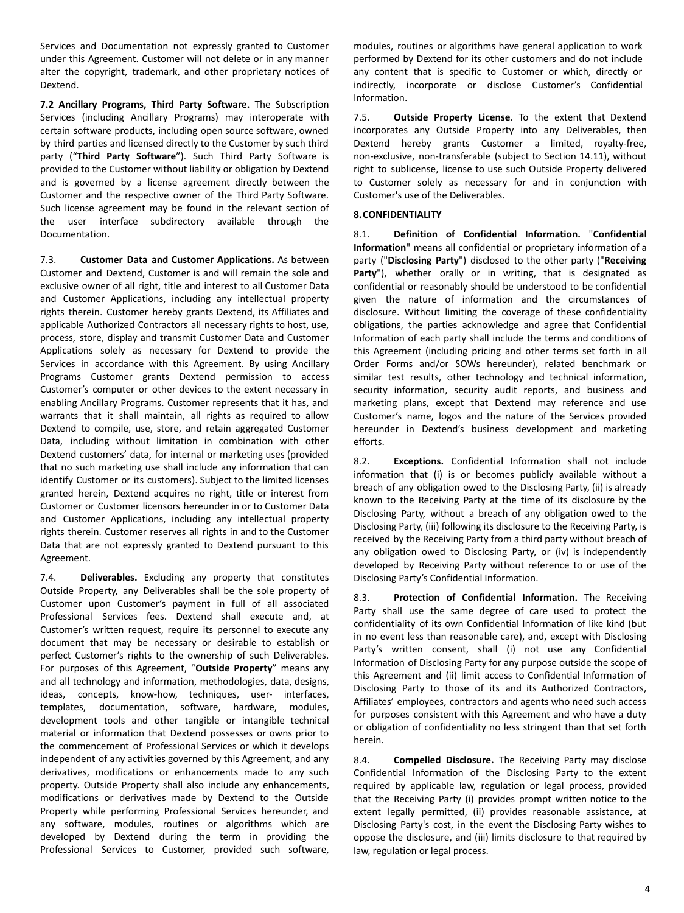Services and Documentation not expressly granted to Customer under this Agreement. Customer will not delete or in any manner alter the copyright, trademark, and other proprietary notices of Dextend.

**7.2 Ancillary Programs, Third Party Software.** The Subscription Services (including Ancillary Programs) may interoperate with certain software products, including open source software, owned by third parties and licensed directly to the Customer by such third party ("**Third Party Software**"). Such Third Party Software is provided to the Customer without liability or obligation by Dextend and is governed by a license agreement directly between the Customer and the respective owner of the Third Party Software. Such license agreement may be found in the relevant section of the user interface subdirectory available through the Documentation.

7.3. **Customer Data and Customer Applications.** As between Customer and Dextend, Customer is and will remain the sole and exclusive owner of all right, title and interest to all Customer Data and Customer Applications, including any intellectual property rights therein. Customer hereby grants Dextend, its Affiliates and applicable Authorized Contractors all necessary rights to host, use, process, store, display and transmit Customer Data and Customer Applications solely as necessary for Dextend to provide the Services in accordance with this Agreement. By using Ancillary Programs Customer grants Dextend permission to access Customer's computer or other devices to the extent necessary in enabling Ancillary Programs. Customer represents that it has, and warrants that it shall maintain, all rights as required to allow Dextend to compile, use, store, and retain aggregated Customer Data, including without limitation in combination with other Dextend customers' data, for internal or marketing uses (provided that no such marketing use shall include any information that can identify Customer or its customers). Subject to the limited licenses granted herein, Dextend acquires no right, title or interest from Customer or Customer licensors hereunder in or to Customer Data and Customer Applications, including any intellectual property rights therein. Customer reserves all rights in and to the Customer Data that are not expressly granted to Dextend pursuant to this Agreement.

7.4. **Deliverables.** Excluding any property that constitutes Outside Property, any Deliverables shall be the sole property of Customer upon Customer's payment in full of all associated Professional Services fees. Dextend shall execute and, at Customer's written request, require its personnel to execute any document that may be necessary or desirable to establish or perfect Customer's rights to the ownership of such Deliverables. For purposes of this Agreement, "**Outside Property**" means any and all technology and information, methodologies, data, designs, ideas, concepts, know-how, techniques, user- interfaces, templates, documentation, software, hardware, modules, development tools and other tangible or intangible technical material or information that Dextend possesses or owns prior to the commencement of Professional Services or which it develops independent of any activities governed by this Agreement, and any derivatives, modifications or enhancements made to any such property. Outside Property shall also include any enhancements, modifications or derivatives made by Dextend to the Outside Property while performing Professional Services hereunder, and any software, modules, routines or algorithms which are developed by Dextend during the term in providing the Professional Services to Customer, provided such software, modules, routines or algorithms have general application to work performed by Dextend for its other customers and do not include any content that is specific to Customer or which, directly or indirectly, incorporate or disclose Customer's Confidential Information.

7.5. **Outside Property License**. To the extent that Dextend incorporates any Outside Property into any Deliverables, then Dextend hereby grants Customer a limited, royalty-free, non-exclusive, non-transferable (subject to Section 14.11), without right to sublicense, license to use such Outside Property delivered to Customer solely as necessary for and in conjunction with Customer's use of the Deliverables.

**8. CONFIDENTIALITY**

8.1. **Definition of Confidential Information.** "**Confidential Information**" means all confidential or proprietary information of a party ("**Disclosing Party**") disclosed to the other party ("**Receiving Party**"), whether orally or in writing, that is designated as confidential or reasonably should be understood to be confidential given the nature of information and the circumstances of disclosure. Without limiting the coverage of these confidentiality obligations, the parties acknowledge and agree that Confidential Information of each party shall include the terms and conditions of this Agreement (including pricing and other terms set forth in all Order Forms and/or SOWs hereunder), related benchmark or similar test results, other technology and technical information, security information, security audit reports, and business and marketing plans, except that Dextend may reference and use Customer's name, logos and the nature of the Services provided hereunder in Dextend's business development and marketing efforts.

8.2. **Exceptions.** Confidential Information shall not include information that (i) is or becomes publicly available without a breach of any obligation owed to the Disclosing Party, (ii) is already known to the Receiving Party at the time of its disclosure by the Disclosing Party, without a breach of any obligation owed to the Disclosing Party, (iii) following its disclosure to the Receiving Party, is received by the Receiving Party from a third party without breach of any obligation owed to Disclosing Party, or (iv) is independently developed by Receiving Party without reference to or use of the Disclosing Party's Confidential Information.

8.3. **Protection of Confidential Information.** The Receiving Party shall use the same degree of care used to protect the confidentiality of its own Confidential Information of like kind (but in no event less than reasonable care), and, except with Disclosing Party's written consent, shall (i) not use any Confidential Information of Disclosing Party for any purpose outside the scope of this Agreement and (ii) limit access to Confidential Information of Disclosing Party to those of its and its Authorized Contractors, Affiliates' employees, contractors and agents who need such access for purposes consistent with this Agreement and who have a duty or obligation of confidentiality no less stringent than that set forth herein.

8.4. **Compelled Disclosure.** The Receiving Party may disclose Confidential Information of the Disclosing Party to the extent required by applicable law, regulation or legal process, provided that the Receiving Party (i) provides prompt written notice to the extent legally permitted, (ii) provides reasonable assistance, at Disclosing Party's cost, in the event the Disclosing Party wishes to oppose the disclosure, and (iii) limits disclosure to that required by law, regulation or legal process.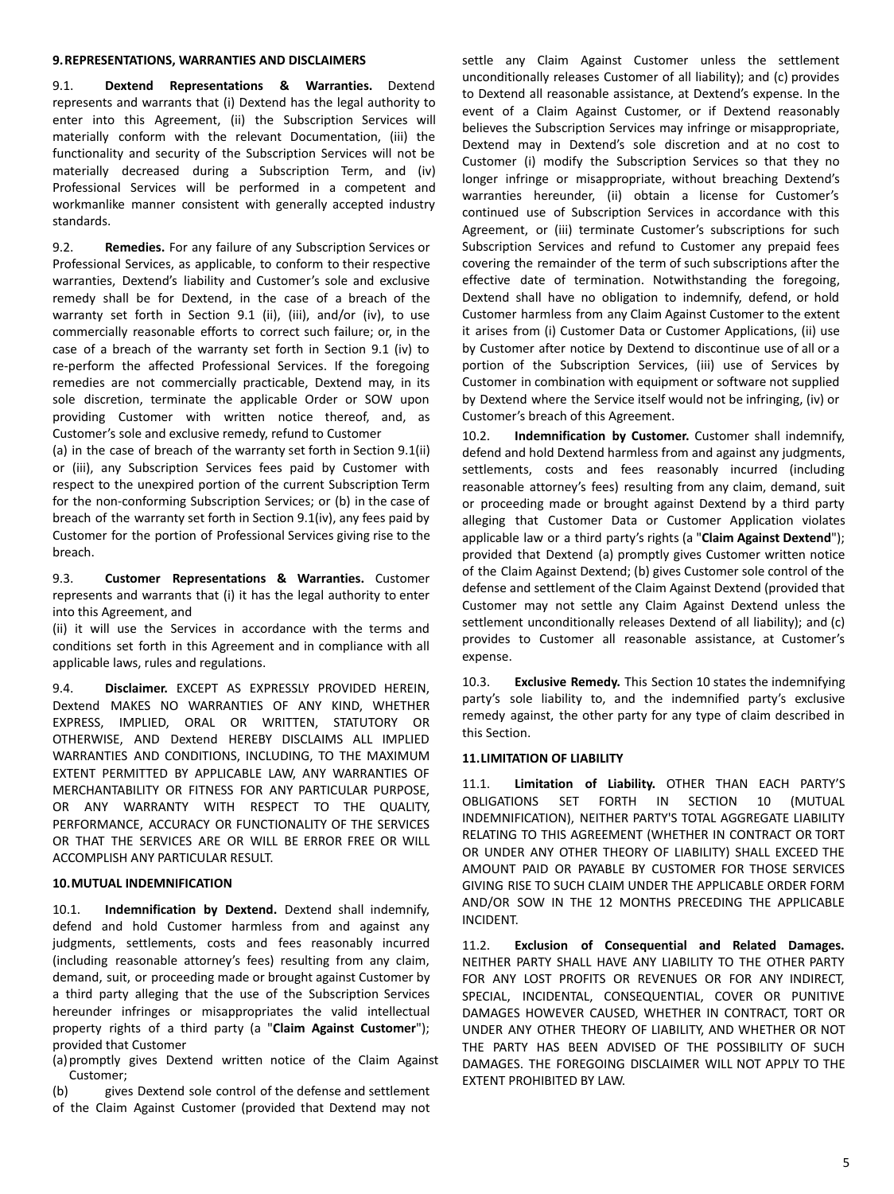## 9. REPRESENTATIONS, WARRANTIES AND DISCLAIMERS

9.1. **Dextend Representations & Warranties.** Dextend represents and warrants that (i) Dextend has the legal authority to enter into this Agreement, (ii) the Subscription Services will materially conform with the relevant Documentation, (iii) the functionality and security of the Subscription Services will not be materially decreased during a Subscription Term, and (iv) Professional Services will be performed in a competent and workmanlike manner consistent with generally accepted industry standards.

9.2. **Remedies.** For any failure of any Subscription Services or Professional Services, as applicable, to conform to their respective warranties, Dextend's liability and Customer's sole and exclusive remedy shall be for Dextend, in the case of a breach of the warranty set forth in Section 9.1 (ii), (iii), and/or (iv), to use commercially reasonable efforts to correct such failure; or, in the case of a breach of the warranty set forth in Section 9.1 (iv) to re-perform the affected Professional Services. If the foregoing remedies are not commercially practicable, Dextend may, in its sole discretion, terminate the applicable Order or SOW upon providing Customer with written notice thereof, and, as Customer's sole and exclusive remedy, refund to Customer

(a) in the case of breach of the warranty set forth in Section 9.1(ii) or (iii), any Subscription Services fees paid by Customer with respect to the unexpired portion of the current Subscription Term for the non-conforming Subscription Services; or (b) in the case of breach of the warranty set forth in Section 9.1(iv), any fees paid by Customer for the portion of Professional Services giving rise to the breach.

9.3. **Customer Representations & Warranties.** Customer represents and warrants that (i) it has the legal authority to enter into this Agreement, and

(ii) it will use the Services in accordance with the terms and conditions set forth in this Agreement and in compliance with all applicable laws, rules and regulations.

9.4. **Disclaimer.** EXCEPT AS EXPRESSLY PROVIDED HEREIN, Dextend MAKES NO WARRANTIES OF ANY KIND, WHETHER EXPRESS, IMPLIED, ORAL OR WRITTEN, STATUTORY OR OTHERWISE, AND Dextend HEREBY DISCLAIMS ALL IMPLIED WARRANTIES AND CONDITIONS, INCLUDING, TO THE MAXIMUM EXTENT PERMITTED BY APPLICABLE LAW, ANY WARRANTIES OF MERCHANTABILITY OR FITNESS FOR ANY PARTICULAR PURPOSE, OR ANY WARRANTY WITH RESPECT TO THE QUALITY, PERFORMANCE, ACCURACY OR FUNCTIONALITY OF THE SERVICES OR THAT THE SERVICES ARE OR WILL BE ERROR FREE OR WILL ACCOMPLISH ANY PARTICULAR RESULT.

## 10. MUTUAL INDEMNIFICATION

10.1. **Indemnification by Dextend.** Dextend shall indemnify, defend and hold Customer harmless from and against any judgments, settlements, costs and fees reasonably incurred (including reasonable attorney's fees) resulting from any claim, demand, suit, or proceeding made or brought against Customer by a third party alleging that the use of the Subscription Services hereunder infringes or misappropriates the valid intellectual property rights of a third party (a "**Claim Against Customer**"); provided that Customer

(a) promptly gives Dextend written notice of the Claim Against Customer;

(b) gives Dextend sole control of the defense and settlement of the Claim Against Customer (provided that Dextend may not settle any Claim Against Customer unless the settlement unconditionally releases Customer of all liability); and (c) provides to Dextend all reasonable assistance, at Dextend's expense. In the event of a Claim Against Customer, or if Dextend reasonably believes the Subscription Services may infringe or misappropriate, Dextend may in Dextend's sole discretion and at no cost to Customer (i) modify the Subscription Services so that they no longer infringe or misappropriate, without breaching Dextend's warranties hereunder, (ii) obtain a license for Customer's continued use of Subscription Services in accordance with this Agreement, or (iii) terminate Customer's subscriptions for such Subscription Services and refund to Customer any prepaid fees covering the remainder of the term of such subscriptions after the effective date of termination. Notwithstanding the foregoing, Dextend shall have no obligation to indemnify, defend, or hold Customer harmless from any Claim Against Customer to the extent it arises from (i) Customer Data or Customer Applications, (ii) use by Customer after notice by Dextend to discontinue use of all or a portion of the Subscription Services, (iii) use of Services by Customer in combination with equipment or software not supplied by Dextend where the Service itself would not be infringing, (iv) or Customer's breach of this Agreement.

10.2. **Indemnification by Customer.** Customer shall indemnify, defend and hold Dextend harmless from and against any judgments, settlements, costs and fees reasonably incurred (including reasonable attorney's fees) resulting from any claim, demand, suit or proceeding made or brought against Dextend by a third party alleging that Customer Data or Customer Application violates applicable law or a third party's rights (a "**Claim Against Dextend**"); provided that Dextend (a) promptly gives Customer written notice of the Claim Against Dextend; (b) gives Customer sole control of the defense and settlement of the Claim Against Dextend (provided that Customer may not settle any Claim Against Dextend unless the settlement unconditionally releases Dextend of all liability); and (c) provides to Customer all reasonable assistance, at Customer's expense.

10.3. **Exclusive Remedy.** This Section 10 states the indemnifying party's sole liability to, and the indemnified party's exclusive remedy against, the other party for any type of claim described in this Section.

## 11. LIMITATION OF LIABILITY

11.1. **Limitation of Liability.** OTHER THAN EACH PARTY'S OBLIGATIONS SET FORTH IN SECTION 10 (MUTUAL INDEMNIFICATION), NEITHER PARTY'S TOTAL AGGREGATE LIABILITY RELATING TO THIS AGREEMENT (WHETHER IN CONTRACT OR TORT OR UNDER ANY OTHER THEORY OF LIABILITY) SHALL EXCEED THE AMOUNT PAID OR PAYABLE BY CUSTOMER FOR THOSE SERVICES GIVING RISE TO SUCH CLAIM UNDER THE APPLICABLE ORDER FORM AND/OR SOW IN THE 12 MONTHS PRECEDING THE APPLICABLE INCIDENT.

11.2. **Exclusion of Consequential and Related Damages.** NEITHER PARTY SHALL HAVE ANY LIABILITY TO THE OTHER PARTY FOR ANY LOST PROFITS OR REVENUES OR FOR ANY INDIRECT, SPECIAL, INCIDENTAL, CONSEQUENTIAL, COVER OR PUNITIVE DAMAGES HOWEVER CAUSED, WHETHER IN CONTRACT, TORT OR UNDER ANY OTHER THEORY OF LIABILITY, AND WHETHER OR NOT THE PARTY HAS BEEN ADVISED OF THE POSSIBILITY OF SUCH DAMAGES. THE FOREGOING DISCLAIMER WILL NOT APPLY TO THE EXTENT PROHIBITED BY LAW.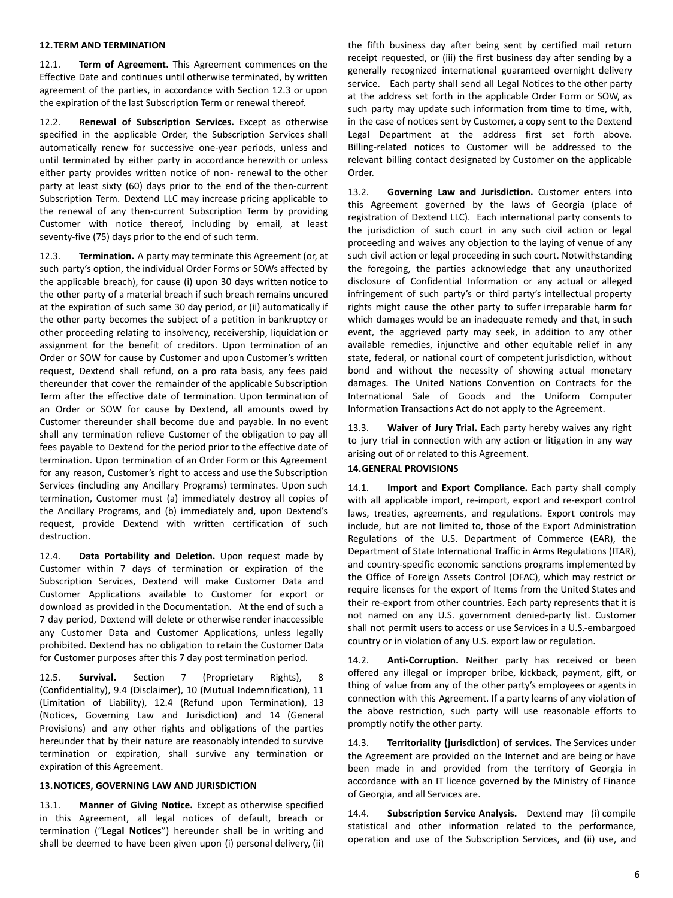## 12. TERM AND TERMINATION

12.1. **Term of Agreement.** This Agreement commences on the Effective Date and continues until otherwise terminated, by written agreement of the parties, in accordance with Section 12.3 or upon the expiration of the last Subscription Term or renewal thereof.

12.2. **Renewal of Subscription Services.** Except as otherwise specified in the applicable Order, the Subscription Services shall automatically renew for successive one-year periods, unless and until terminated by either party in accordance herewith or unless either party provides written notice of non- renewal to the other party at least sixty (60) days prior to the end of the then-current Subscription Term. Dextend LLC may increase pricing applicable to the renewal of any then-current Subscription Term by providing Customer with notice thereof, including by email, at least seventy-five (75) days prior to the end of such term.

12.3. **Termination.** A party may terminate this Agreement (or, at such party's option, the individual Order Forms or SOWs affected by the applicable breach), for cause (i) upon 30 days written notice to the other party of a material breach if such breach remains uncured at the expiration of such same 30 day period, or (ii) automatically if the other party becomes the subject of a petition in bankruptcy or other proceeding relating to insolvency, receivership, liquidation or assignment for the benefit of creditors. Upon termination of an Order or SOW for cause by Customer and upon Customer's written request, Dextend shall refund, on a pro rata basis, any fees paid thereunder that cover the remainder of the applicable Subscription Term after the effective date of termination. Upon termination of an Order or SOW for cause by Dextend, all amounts owed by Customer thereunder shall become due and payable. In no event shall any termination relieve Customer of the obligation to pay all fees payable to Dextend for the period prior to the effective date of termination. Upon termination of an Order Form or this Agreement for any reason, Customer's right to access and use the Subscription Services (including any Ancillary Programs) terminates. Upon such termination, Customer must (a) immediately destroy all copies of the Ancillary Programs, and (b) immediately and, upon Dextend's request, provide Dextend with written certification of such destruction.

12.4. **Data Portability and Deletion.** Upon request made by Customer within 7 days of termination or expiration of the Subscription Services, Dextend will make Customer Data and Customer Applications available to Customer for export or download as provided in the Documentation. At the end of such a 7 day period, Dextend will delete or otherwise render inaccessible any Customer Data and Customer Applications, unless legally prohibited. Dextend has no obligation to retain the Customer Data for Customer purposes after this 7 day post termination period.

12.5. **Survival.** Section 7 (Proprietary Rights), 8 (Confidentiality), 9.4 (Disclaimer), 10 (Mutual Indemnification), 11 (Limitation of Liability), 12.4 (Refund upon Termination), 13 (Notices, Governing Law and Jurisdiction) and 14 (General Provisions) and any other rights and obligations of the parties hereunder that by their nature are reasonably intended to survive termination or expiration, shall survive any termination or expiration of this Agreement.

## 13. NOTICES, GOVERNING LAW AND JURISDICTION

13.1. **Manner of Giving Notice.** Except as otherwise specified in this Agreement, all legal notices of default, breach or termination ("**Legal Notices**") hereunder shall be in writing and shall be deemed to have been given upon (i) personal delivery, (ii) the fifth business day after being sent by certified mail return receipt requested, or (iii) the first business day after sending by a generally recognized international guaranteed overnight delivery service. Each party shall send all Legal Notices to the other party at the address set forth in the applicable Order Form or SOW, as such party may update such information from time to time, with, in the case of notices sent by Customer, a copy sent to the Dextend Legal Department at the address first set forth above. Billing-related notices to Customer will be addressed to the relevant billing contact designated by Customer on the applicable Order.

13.2. **Governing Law and Jurisdiction.** Customer enters into this Agreement governed by the laws of Georgia (place of registration of Dextend LLC). Each international party consents to the jurisdiction of such court in any such civil action or legal proceeding and waives any objection to the laying of venue of any such civil action or legal proceeding in such court. Notwithstanding the foregoing, the parties acknowledge that any unauthorized disclosure of Confidential Information or any actual or alleged infringement of such party's or third party's intellectual property rights might cause the other party to suffer irreparable harm for which damages would be an inadequate remedy and that, in such event, the aggrieved party may seek, in addition to any other available remedies, injunctive and other equitable relief in any state, federal, or national court of competent jurisdiction, without bond and without the necessity of showing actual monetary damages. The United Nations Convention on Contracts for the International Sale of Goods and the Uniform Computer Information Transactions Act do not apply to the Agreement.

13.3. **Waiver of Jury Trial.** Each party hereby waives any right to jury trial in connection with any action or litigation in any way arising out of or related to this Agreement.

## 14. GENERAL PROVISIONS

14.1. **Import and Export Compliance.** Each party shall comply with all applicable import, re-import, export and re-export control laws, treaties, agreements, and regulations. Export controls may include, but are not limited to, those of the Export Administration Regulations of the U.S. Department of Commerce (EAR), the Department of State International Traffic in Arms Regulations (ITAR), and country-specific economic sanctions programs implemented by the Office of Foreign Assets Control (OFAC), which may restrict or require licenses for the export of Items from the United States and their re-export from other countries. Each party represents that it is not named on any U.S. government denied-party list. Customer shall not permit users to access or use Services in a U.S.-embargoed country or in violation of any U.S. export law or regulation.

14.2. **Anti-Corruption.** Neither party has received or been offered any illegal or improper bribe, kickback, payment, gift, or thing of value from any of the other party's employees or agents in connection with this Agreement. If a party learns of any violation of the above restriction, such party will use reasonable efforts to promptly notify the other party.

14.3. **Territoriality (jurisdiction) of services.** The Services under the Agreement are provided on the Internet and are being or have been made in and provided from the territory of Georgia in accordance with an IT licence governed by the Ministry of Finance of Georgia, and all Services are.

14.4. **Subscription Service Analysis.** Dextend may (i) compile statistical and other information related to the performance, operation and use of the Subscription Services, and (ii) use, and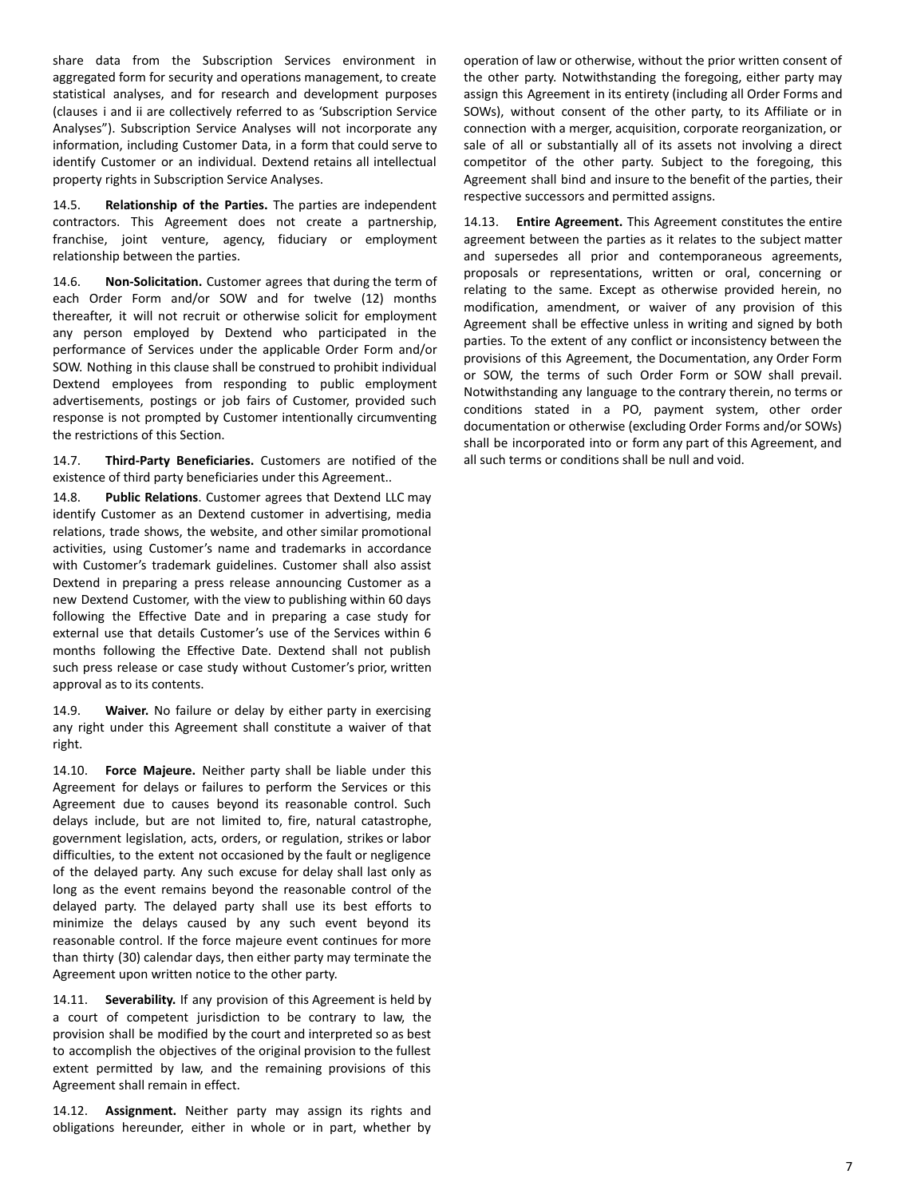share data from the Subscription Services environment in aggregated form for security and operations management, to create statistical analyses, and for research and development purposes (clauses i and ii are collectively referred to as 'Subscription Service Analyses"). Subscription Service Analyses will not incorporate any information, including Customer Data, in a form that could serve to identify Customer or an individual. Dextend retains all intellectual property rights in Subscription Service Analyses.

14.5. **Relationship of the Parties.** The parties are independent contractors. This Agreement does not create a partnership, franchise, joint venture, agency, fiduciary or employment relationship between the parties.

14.6. **Non-Solicitation.** Customer agrees that during the term of each Order Form and/or SOW and for twelve (12) months thereafter, it will not recruit or otherwise solicit for employment any person employed by Dextend who participated in the performance of Services under the applicable Order Form and/or SOW. Nothing in this clause shall be construed to prohibit individual Dextend employees from responding to public employment advertisements, postings or job fairs of Customer, provided such response is not prompted by Customer intentionally circumventing the restrictions of this Section.

14.7. **Third-Party Beneficiaries.** Customers are notified of the existence of third party beneficiaries under this Agreement..

14.8. **Public Relations**. Customer agrees that Dextend LLC may identify Customer as an Dextend customer in advertising, media relations, trade shows, the website, and other similar promotional activities, using Customer's name and trademarks in accordance with Customer's trademark guidelines. Customer shall also assist Dextend in preparing a press release announcing Customer as a new Dextend Customer, with the view to publishing within 60 days following the Effective Date and in preparing a case study for external use that details Customer's use of the Services within 6 months following the Effective Date. Dextend shall not publish such press release or case study without Customer's prior, written approval as to its contents.

14.9. **Waiver.** No failure or delay by either party in exercising any right under this Agreement shall constitute a waiver of that right.

14.10. **Force Majeure.** Neither party shall be liable under this Agreement for delays or failures to perform the Services or this Agreement due to causes beyond its reasonable control. Such delays include, but are not limited to, fire, natural catastrophe, government legislation, acts, orders, or regulation, strikes or labor difficulties, to the extent not occasioned by the fault or negligence of the delayed party. Any such excuse for delay shall last only as long as the event remains beyond the reasonable control of the delayed party. The delayed party shall use its best efforts to minimize the delays caused by any such event beyond its reasonable control. If the force majeure event continues for more than thirty (30) calendar days, then either party may terminate the Agreement upon written notice to the other party.

14.11. **Severability.** If any provision of this Agreement is held by a court of competent jurisdiction to be contrary to law, the provision shall be modified by the court and interpreted so as best to accomplish the objectives of the original provision to the fullest extent permitted by law, and the remaining provisions of this Agreement shall remain in effect.

14.12. **Assignment.** Neither party may assign its rights and obligations hereunder, either in whole or in part, whether by operation of law or otherwise, without the prior written consent of the other party. Notwithstanding the foregoing, either party may assign this Agreement in its entirety (including all Order Forms and SOWs), without consent of the other party, to its Affiliate or in connection with a merger, acquisition, corporate reorganization, or sale of all or substantially all of its assets not involving a direct competitor of the other party. Subject to the foregoing, this Agreement shall bind and insure to the benefit of the parties, their respective successors and permitted assigns.

14.13. **Entire Agreement.** This Agreement constitutes the entire agreement between the parties as it relates to the subject matter and supersedes all prior and contemporaneous agreements, proposals or representations, written or oral, concerning or relating to the same. Except as otherwise provided herein, no modification, amendment, or waiver of any provision of this Agreement shall be effective unless in writing and signed by both parties. To the extent of any conflict or inconsistency between the provisions of this Agreement, the Documentation, any Order Form or SOW, the terms of such Order Form or SOW shall prevail. Notwithstanding any language to the contrary therein, no terms or conditions stated in a PO, payment system, other order documentation or otherwise (excluding Order Forms and/or SOWs) shall be incorporated into or form any part of this Agreement, and all such terms or conditions shall be null and void.